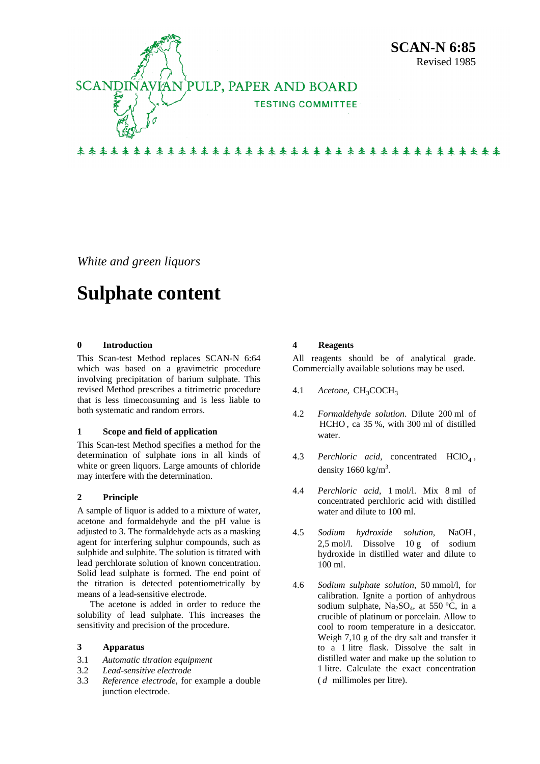**SCAN-N 6:85**
Revised 1985

SCANDINAVIAN PULP, PAPER AND BOARD
TESTING COMMITTEE

*White and green liquors*

# Sulphate content

## 0 Introduction

This Scan-test Method replaces SCAN-N 6:64 which was based on a gravimetric procedure involving precipitation of barium sulphate. This revised Method prescribes a titrimetric procedure that is less timeconsuming and is less liable to both systematic and random errors.

## 1 Scope and field of application

This Scan-test Method specifies a method for the determination of sulphate ions in all kinds of white or green liquors. Large amounts of chloride may interfere with the determination.

## 2 Principle

A sample of liquor is added to a mixture of water, acetone and formaldehyde and the pH value is adjusted to 3. The formaldehyde acts as a masking agent for interfering sulphur compounds, such as sulphide and sulphite. The solution is titrated with lead perchlorate solution of known concentration. Solid lead sulphate is formed. The end point of the titration is detected potentiometrically by means of a lead-sensitive electrode.

The acetone is added in order to reduce the solubility of lead sulphate. This increases the sensitivity and precision of the procedure.

## 3 Apparatus

3.1 *Automatic titration equipment*

3.2 *Lead-sensitive electrode*

3.3 *Reference electrode*, for example a double junction electrode.

## 4 Reagents

All reagents should be of analytical grade. Commercially available solutions may be used.

4.1 *Acetone*, $CH_3COCH_3$

4.2 *Formaldehyde solution*. Dilute 200 ml of $HCHO$, ca 35 %, with 300 ml of distilled water.

4.3 *Perchloric acid*, concentrated $HClO_4$, density 1660 kg/m$^3$.

4.4 *Perchloric acid*, 1 mol/l. Mix 8 ml of concentrated perchloric acid with distilled water and dilute to 100 ml.

4.5 *Sodium hydroxide solution*, $NaOH$, 2,5 mol/l. Dissolve 10 g of sodium hydroxide in distilled water and dilute to 100 ml.

4.6 *Sodium sulphate solution*, 50 mmol/l, for calibration. Ignite a portion of anhydrous sodium sulphate, $Na_2SO_4$, at 550 °C, in a crucible of platinum or porcelain. Allow to cool to room temperature in a desiccator. Weigh 7,10 g of the dry salt and transfer it to a 1 litre flask. Dissolve the salt in distilled water and make up the solution to 1 litre. Calculate the exact concentration ($d$ millimoles per litre).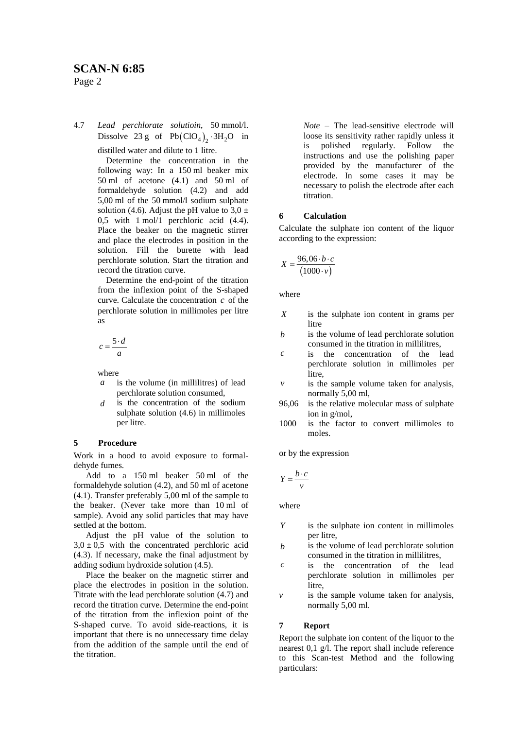4.7 *Lead perchlorate solutioin*, 50 mmol/l. Dissolve 23 g of $Pb(ClO_4)_2 \cdot 3H_2O$ in distilled water and dilute to 1 litre.

Determine the concentration in the following way: In a 150 ml beaker mix 50 ml of acetone (4.1) and 50 ml of formaldehyde solution (4.2) and add 5,00 ml of the 50 mmol/l sodium sulphate solution (4.6). Adjust the pH value to 3,0 ± 0,5 with 1 mol/1 perchloric acid (4.4). Place the beaker on the magnetic stirrer and place the electrodes in position in the solution. Fill the burette with lead perchlorate solution. Start the titration and record the titration curve.

Determine the end-point of the titration from the inflexion point of the S-shaped curve. Calculate the concentration $c$ of the perchlorate solution in millimoles per litre as

$$c = \frac{5 \cdot d}{a}$$

where

- $a$ is the volume (in millilitres) of lead perchlorate solution consumed,
- $d$ is the concentration of the sodium sulphate solution (4.6) in millimoles per litre.

## 5 Procedure

Work in a hood to avoid exposure to formaldehyde fumes.

Add to a 150 ml beaker 50 ml of the formaldehyde solution (4.2), and 50 ml of acetone (4.1). Transfer preferably 5,00 ml of the sample to the beaker. (Never take more than 10 ml of sample). Avoid any solid particles that may have settled at the bottom.

Adjust the pH value of the solution to 3,0 ± 0,5 with the concentrated perchloric acid (4.3). If necessary, make the final adjustment by adding sodium hydroxide solution (4.5).

Place the beaker on the magnetic stirrer and place the electrodes in position in the solution. Titrate with the lead perchlorate solution (4.7) and record the titration curve. Determine the end-point of the titration from the inflexion point of the S-shaped curve. To avoid side-reactions, it is important that there is no unnecessary time delay from the addition of the sample until the end of the titration.

*Note* – The lead-sensitive electrode will loose its sensitivity rather rapidly unless it is polished regularly. Follow the instructions and use the polishing paper provided by the manufacturer of the electrode. In some cases it may be necessary to polish the electrode after each titration.

## 6 Calculation

Calculate the sulphate ion content of the liquor according to the expression:

$$X = \frac{96{,}06 \cdot b \cdot c}{(1000 \cdot v)}$$

where

- $X$ is the sulphate ion content in grams per litre
- $b$ is the volume of lead perchlorate solution consumed in the titration in millilitres,
- $c$ is the concentration of the lead perchlorate solution in millimoles per litre,
- $v$ is the sample volume taken for analysis, normally 5,00 ml,
- 96,06 is the relative molecular mass of sulphate ion in g/mol,
- 1000 is the factor to convert millimoles to moles.

or by the expression

$$Y = \frac{b \cdot c}{v}$$

where

- $Y$ is the sulphate ion content in millimoles per litre,
- $b$ is the volume of lead perchlorate solution consumed in the titration in millilitres,
- $c$ is the concentration of the lead perchlorate solution in millimoles per litre,
- $v$ is the sample volume taken for analysis, normally 5,00 ml.

## 7 Report

Report the sulphate ion content of the liquor to the nearest 0,1 g/l. The report shall include reference to this Scan-test Method and the following particulars: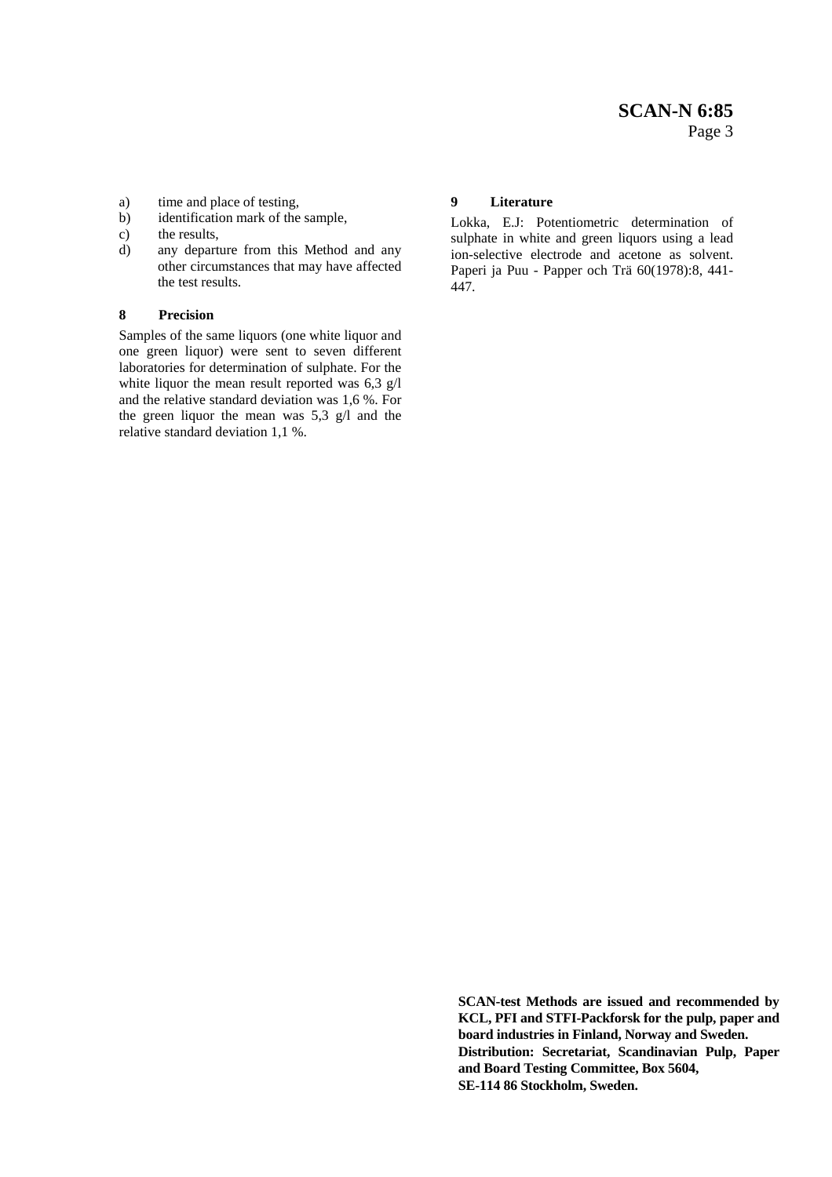a) time and place of testing,
b) identification mark of the sample,
c) the results,
d) any departure from this Method and any other circumstances that may have affected the test results.

## 8 Precision

Samples of the same liquors (one white liquor and one green liquor) were sent to seven different laboratories for determination of sulphate. For the white liquor the mean result reported was 6,3 g/l and the relative standard deviation was 1,6 %. For the green liquor the mean was 5,3 g/l and the relative standard deviation 1,1 %.

## 9 Literature

Lokka, E.J: Potentiometric determination of sulphate in white and green liquors using a lead ion-selective electrode and acetone as solvent. Paperi ja Puu - Papper och Trä 60(1978):8, 441-447.

**SCAN-test Methods are issued and recommended by KCL, PFI and STFI-Packforsk for the pulp, paper and board industries in Finland, Norway and Sweden.**
**Distribution: Secretariat, Scandinavian Pulp, Paper and Board Testing Committee, Box 5604, SE-114 86 Stockholm, Sweden.**